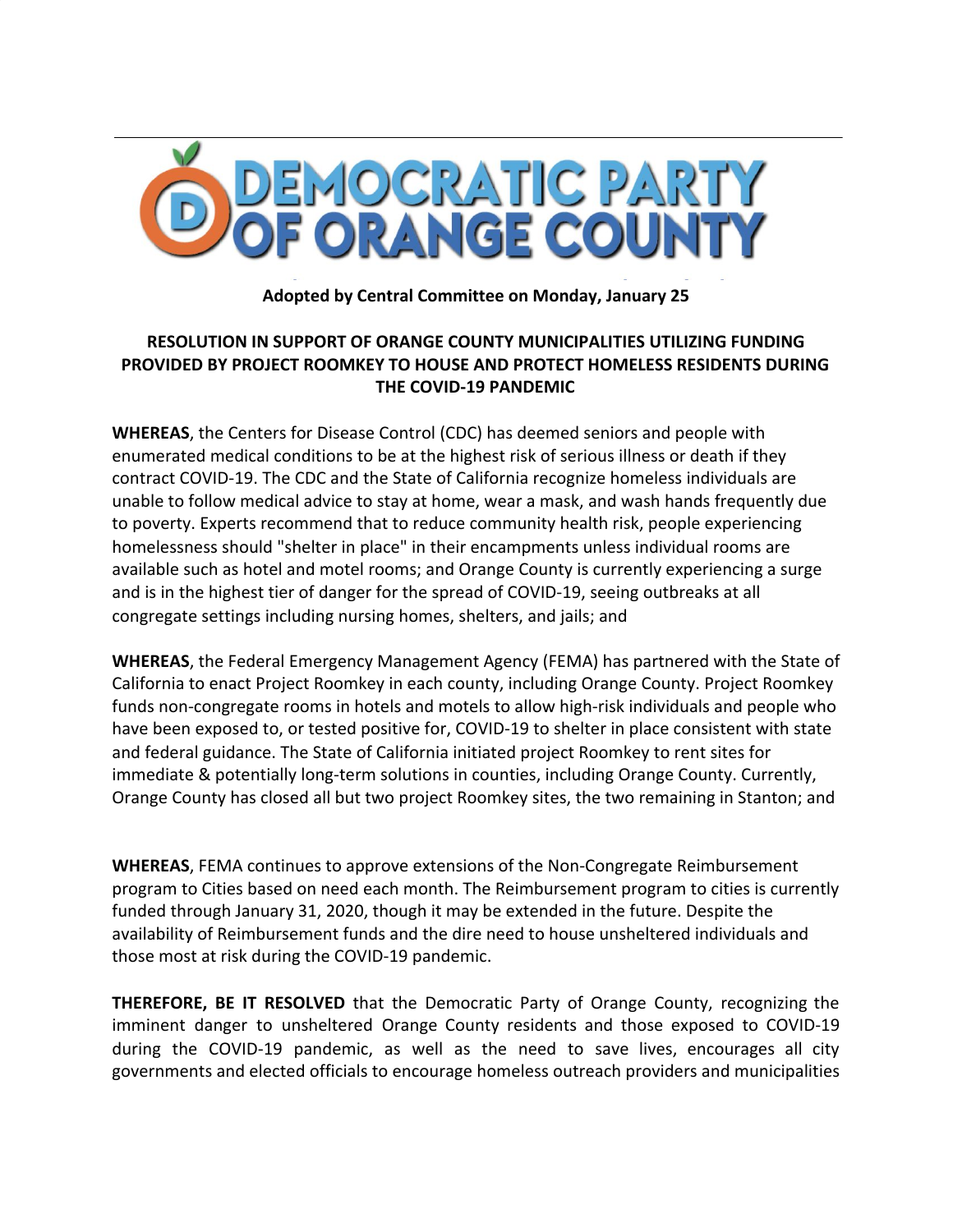# DEMOCRATIC PARTY OF ORANGE COUNTY

**Adopted by Central Committee on Monday, January 25**

**RESOLUTION IN SUPPORT OF ORANGE COUNTY MUNICIPALITIES UTILIZING FUNDING PROVIDED BY PROJECT ROOMKEY TO HOUSE AND PROTECT HOMELESS RESIDENTS DURING THE COVID-19 PANDEMIC**

**WHEREAS**, the Centers for Disease Control (CDC) has deemed seniors and people with enumerated medical conditions to be at the highest risk of serious illness or death if they contract COVID-19. The CDC and the State of California recognize homeless individuals are unable to follow medical advice to stay at home, wear a mask, and wash hands frequently due to poverty. Experts recommend that to reduce community health risk, people experiencing homelessness should "shelter in place" in their encampments unless individual rooms are available such as hotel and motel rooms; and Orange County is currently experiencing a surge and is in the highest tier of danger for the spread of COVID-19, seeing outbreaks at all congregate settings including nursing homes, shelters, and jails; and

**WHEREAS**, the Federal Emergency Management Agency (FEMA) has partnered with the State of California to enact Project Roomkey in each county, including Orange County. Project Roomkey funds non-congregate rooms in hotels and motels to allow high-risk individuals and people who have been exposed to, or tested positive for, COVID-19 to shelter in place consistent with state and federal guidance. The State of California initiated project Roomkey to rent sites for immediate & potentially long-term solutions in counties, including Orange County. Currently, Orange County has closed all but two project Roomkey sites, the two remaining in Stanton; and

**WHEREAS**, FEMA continues to approve extensions of the Non-Congregate Reimbursement program to Cities based on need each month. The Reimbursement program to cities is currently funded through January 31, 2020, though it may be extended in the future. Despite the availability of Reimbursement funds and the dire need to house unsheltered individuals and those most at risk during the COVID-19 pandemic.

**THEREFORE, BE IT RESOLVED** that the Democratic Party of Orange County, recognizing the imminent danger to unsheltered Orange County residents and those exposed to COVID-19 during the COVID-19 pandemic, as well as the need to save lives, encourages all city governments and elected officials to encourage homeless outreach providers and municipalities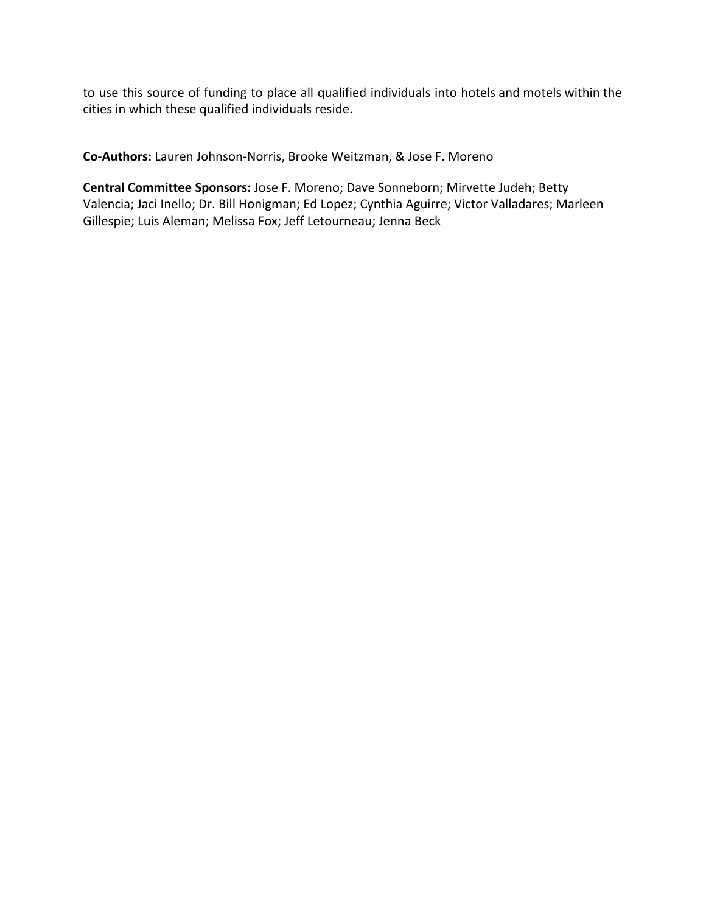to use this source of funding to place all qualified individuals into hotels and motels within the cities in which these qualified individuals reside.

**Co-Authors:** Lauren Johnson-Norris, Brooke Weitzman, & Jose F. Moreno

**Central Committee Sponsors:** Jose F. Moreno; Dave Sonneborn; Mirvette Judeh; Betty Valencia; Jaci Inello; Dr. Bill Honigman; Ed Lopez; Cynthia Aguirre; Victor Valladares; Marleen Gillespie; Luis Aleman; Melissa Fox; Jeff Letourneau; Jenna Beck